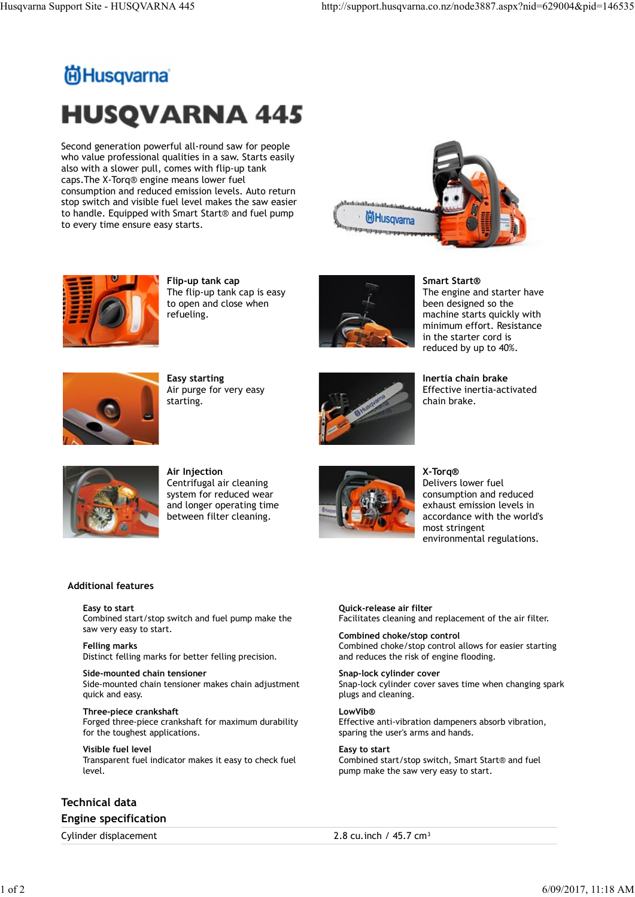# HUSQVARNA 445

Second generation powerful all-round saw for people who value professional qualities in a saw. Starts easily also with a slower pull, comes with flip-up tank caps.The X-Torq® engine means lower fuel consumption and reduced emission levels. Auto return stop switch and visible fuel level makes the saw easier to handle. Equipped with Smart Start® and fuel pump to every time ensure easy starts.

**Flip-up tank cap**
The flip-up tank cap is easy to open and close when refueling.

**Smart Start®**
The engine and starter have been designed so the machine starts quickly with minimum effort. Resistance in the starter cord is reduced by up to 40%.

**Easy starting**
Air purge for very easy starting.

**Inertia chain brake**
Effective inertia-activated chain brake.

**Air Injection**
Centrifugal air cleaning system for reduced wear and longer operating time between filter cleaning.

**X-Torq®**
Delivers lower fuel consumption and reduced exhaust emission levels in accordance with the world's most stringent environmental regulations.

### Additional features

**Easy to start**
Combined start/stop switch and fuel pump make the saw very easy to start.

**Felling marks**
Distinct felling marks for better felling precision.

**Side-mounted chain tensioner**
Side-mounted chain tensioner makes chain adjustment quick and easy.

**Three-piece crankshaft**
Forged three-piece crankshaft for maximum durability for the toughest applications.

**Visible fuel level**
Transparent fuel indicator makes it easy to check fuel level.

**Quick-release air filter**
Facilitates cleaning and replacement of the air filter.

**Combined choke/stop control**
Combined choke/stop control allows for easier starting and reduces the risk of engine flooding.

**Snap-lock cylinder cover**
Snap-lock cylinder cover saves time when changing spark plugs and cleaning.

**LowVib®**
Effective anti-vibration dampeners absorb vibration, sparing the user's arms and hands.

**Easy to start**
Combined start/stop switch, Smart Start® and fuel pump make the saw very easy to start.

## Technical data

### Engine specification

| | |
|---|---|
| Cylinder displacement | 2.8 cu.inch / 45.7 cm³ |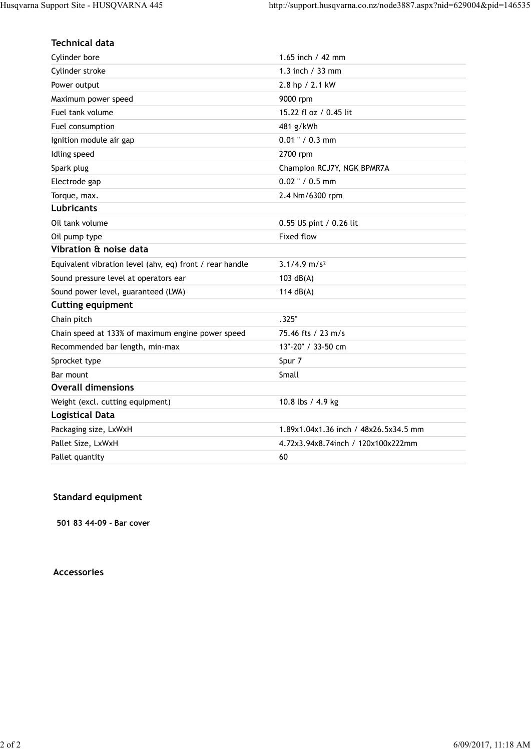## Technical data

| | |
|---|---|
| Cylinder bore | 1.65 inch / 42 mm |
| Cylinder stroke | 1.3 inch / 33 mm |
| Power output | 2.8 hp / 2.1 kW |
| Maximum power speed | 9000 rpm |
| Fuel tank volume | 15.22 fl oz / 0.45 lit |
| Fuel consumption | 481 g/kWh |
| Ignition module air gap | 0.01 " / 0.3 mm |
| Idling speed | 2700 rpm |
| Spark plug | Champion RCJ7Y, NGK BPMR7A |
| Electrode gap | 0.02 " / 0.5 mm |
| Torque, max. | 2.4 Nm/6300 rpm |
| **Lubricants** | |
| Oil tank volume | 0.55 US pint / 0.26 lit |
| Oil pump type | Fixed flow |
| **Vibration & noise data** | |
| Equivalent vibration level (ahv, eq) front / rear handle | 3.1/4.9 m/s² |
| Sound pressure level at operators ear | 103 dB(A) |
| Sound power level, guaranteed (LWA) | 114 dB(A) |
| **Cutting equipment** | |
| Chain pitch | .325" |
| Chain speed at 133% of maximum engine power speed | 75.46 fts / 23 m/s |
| Recommended bar length, min-max | 13"-20" / 33-50 cm |
| Sprocket type | Spur 7 |
| Bar mount | Small |
| **Overall dimensions** | |
| Weight (excl. cutting equipment) | 10.8 lbs / 4.9 kg |
| **Logistical Data** | |
| Packaging size, LxWxH | 1.89x1.04x1.36 inch / 48x26.5x34.5 mm |
| Pallet Size, LxWxH | 4.72x3.94x8.74inch / 120x100x222mm |
| Pallet quantity | 60 |

## Standard equipment

**501 83 44-09 - Bar cover**

## Accessories